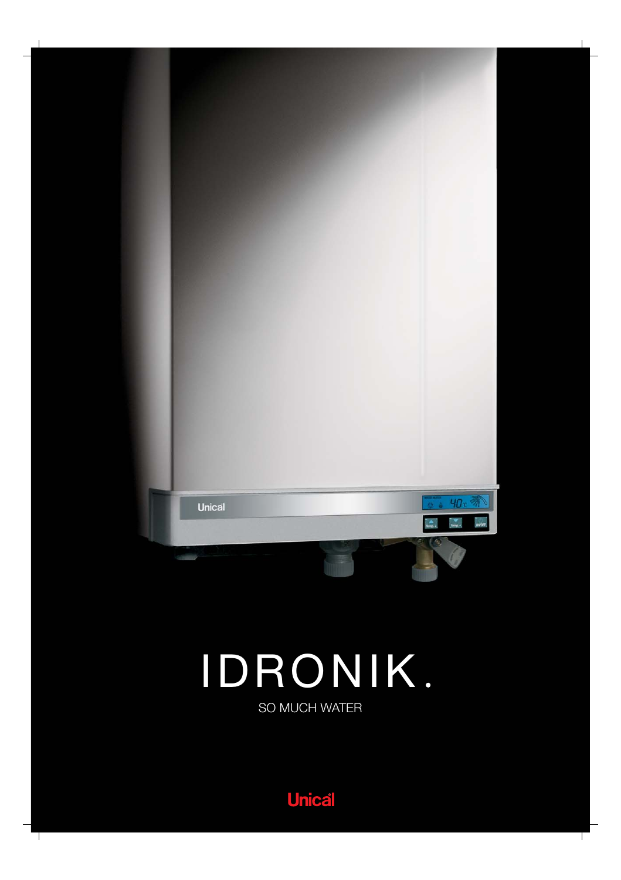# IDRONIK.

SO MUCH WATER

Unical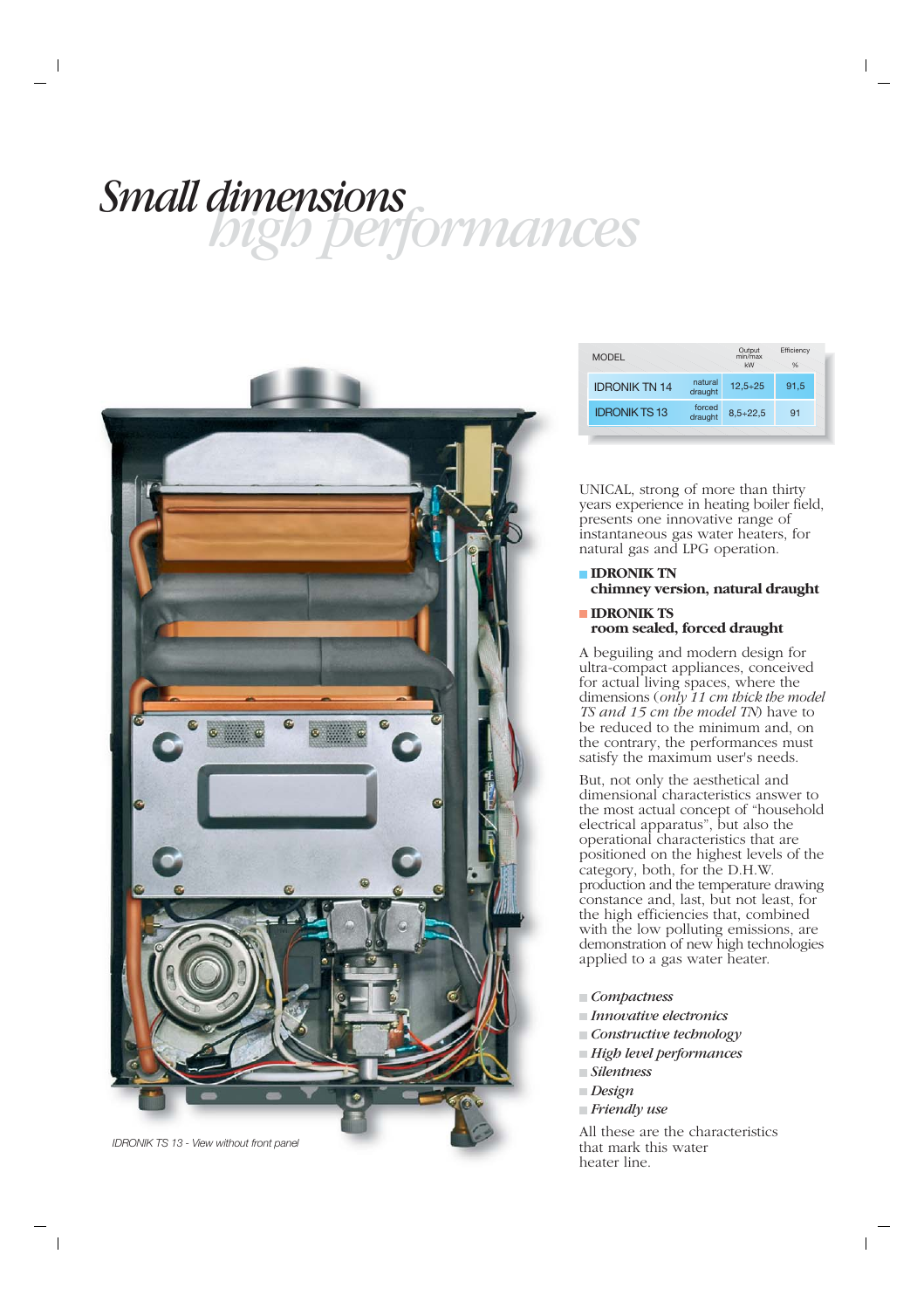# *Small dimensions*
## *high performances*

| MODEL | | Output min/max kW | Efficiency % |
|---|---|---|---|
| IDRONIK TN 14 | natural draught | 12,5÷25 | 91,5 |
| IDRONIK TS 13 | forced draught | 8,5÷22,5 | 91 |

UNICAL, strong of more than thirty years experience in heating boiler field, presents one innovative range of instantaneous gas water heaters, for natural gas and LPG operation.

- **IDRONIK TN**
  **chimney version, natural draught**
- **IDRONIK TS**
  **room sealed, forced draught**

A beguiling and modern design for ultra-compact appliances, conceived for actual living spaces, where the dimensions (*only 11 cm thick the model TS and 15 cm the model TN*) have to be reduced to the minimum and, on the contrary, the performances must satisfy the maximum user's needs.

But, not only the aesthetical and dimensional characteristics answer to the most actual concept of "household electrical apparatus", but also the operational characteristics that are positioned on the highest levels of the category, both, for the D.H.W. production and the temperature drawing constance and, last, but not least, for the high efficiencies that, combined with the low polluting emissions, are demonstration of new high technologies applied to a gas water heater.

- *Compactness*
- *Innovative electronics*
- *Constructive technology*
- *High level performances*
- *Silentness*
- *Design*
- *Friendly use*

All these are the characteristics that mark this water heater line.

*IDRONIK TS 13 - View without front panel*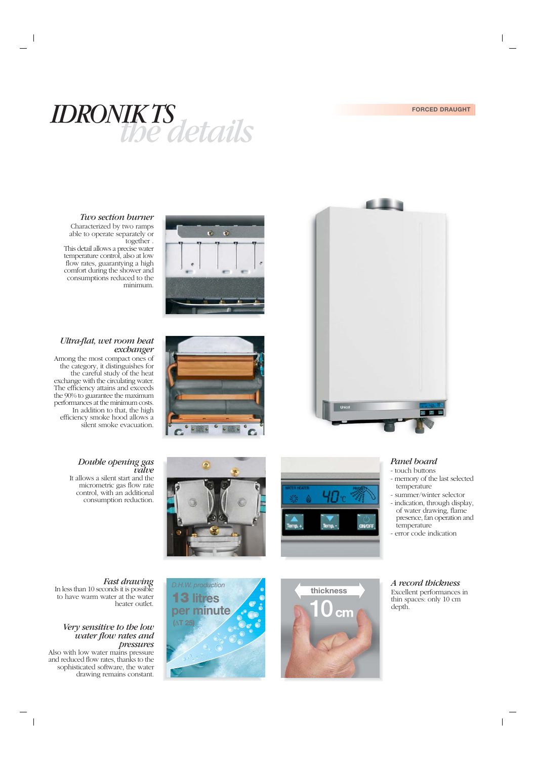# IDRONIK TS

## *the details*

**FORCED DRAUGHT**

### *Two section burner*

Characterized by two ramps able to operate separately or together .
This detail allows a precise water temperature control, also at low flow rates, guarantying a high comfort during the shower and consumptions reduced to the minimum.

### *Ultra-flat, wet room heat exchanger*

Among the most compact ones of the category, it distinguishes for the careful study of the heat exchange with the circulating water. The efficiency attains and exceeds the 90% to guarantee the maximum performances at the minimum costs.
In addition to that, the high efficiency smoke hood allows a silent smoke evacuation.

### *Double opening gas valve*

It allows a silent start and the micrometric gas flow rate control, with an additional consumption reduction.

### *Panel board*

- touch buttons
- memory of the last selected temperature
- summer/winter selector
- indication, through display, of water drawing, flame presence, fan operation and temperature
- error code indication

### *Fast drawing*

In less than 10 seconds it is possible to have warm water at the water heater outlet.

### *Very sensitive to the low water flow rates and pressures*

Also with low water mains pressure and reduced flow rates, thanks to the sophisticated software, the water drawing remains constant.

*D.H.W. production*
**13 litres per minute**
($\Delta T$ 25)

thickness
**10 cm**

### *A record thickness*

Excellent performances in thin spaces: only 10 cm depth.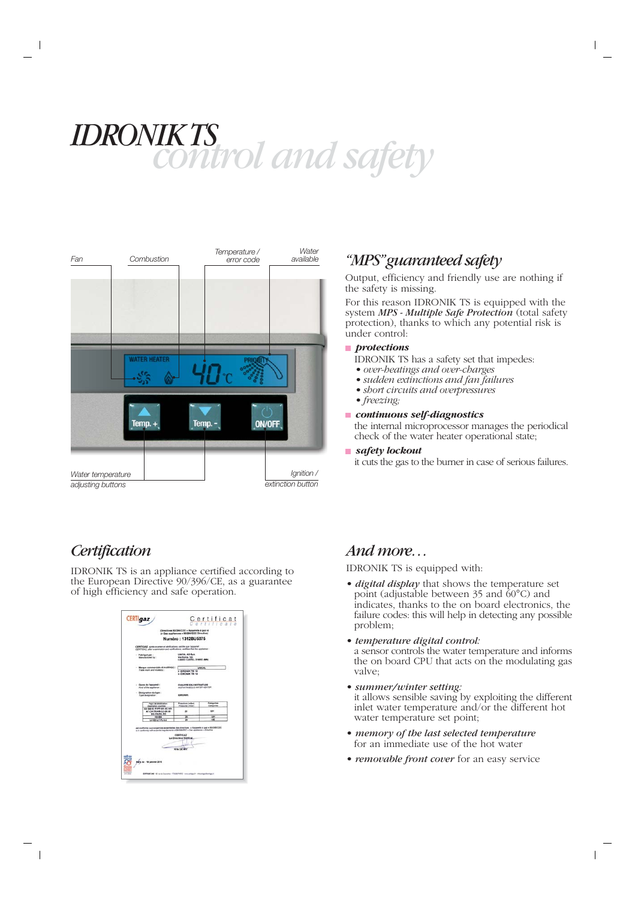# IDRONIK TS control and safety

Fan | Combustion | Temperature / error code | Water available

Water temperature adjusting buttons | Ignition / extinction button

## "MPS" guaranteed safety

Output, efficiency and friendly use are nothing if the safety is missing.

For this reason IDRONIK TS is equipped with the system ***MPS - Multiple Safe Protection*** (total safety protection), thanks to which any potential risk is under control:

- ***protections***
  IDRONIK TS has a safety set that impedes:
  - *over-heatings and over-charges*
  - *sudden extinctions and fan failures*
  - *short circuits and overpressures*
  - *freezing;*
- ***continuous self-diagnostics***
  the internal microprocessor manages the periodical check of the water heater operational state;
- ***safety lockout***
  it cuts the gas to the burner in case of serious failures.

## Certification

IDRONIK TS is an appliance certified according to the European Directive 90/396/CE, as a guarantee of high efficiency and safe operation.

## And more…

IDRONIK TS is equipped with:

- ***digital display*** that shows the temperature set point (adjustable between 35 and 60°C) and indicates, thanks to the on board electronics, the failure codes: this will help in detecting any possible problem;
- ***temperature digital control:***
  a sensor controls the water temperature and informs the on board CPU that acts on the modulating gas valve;
- ***summer/winter setting:***
  it allows sensible saving by exploiting the different inlet water temperature and/or the different hot water temperature set point;
- ***memory of the last selected temperature*** for an immediate use of the hot water
- ***removable front cover*** for an easy service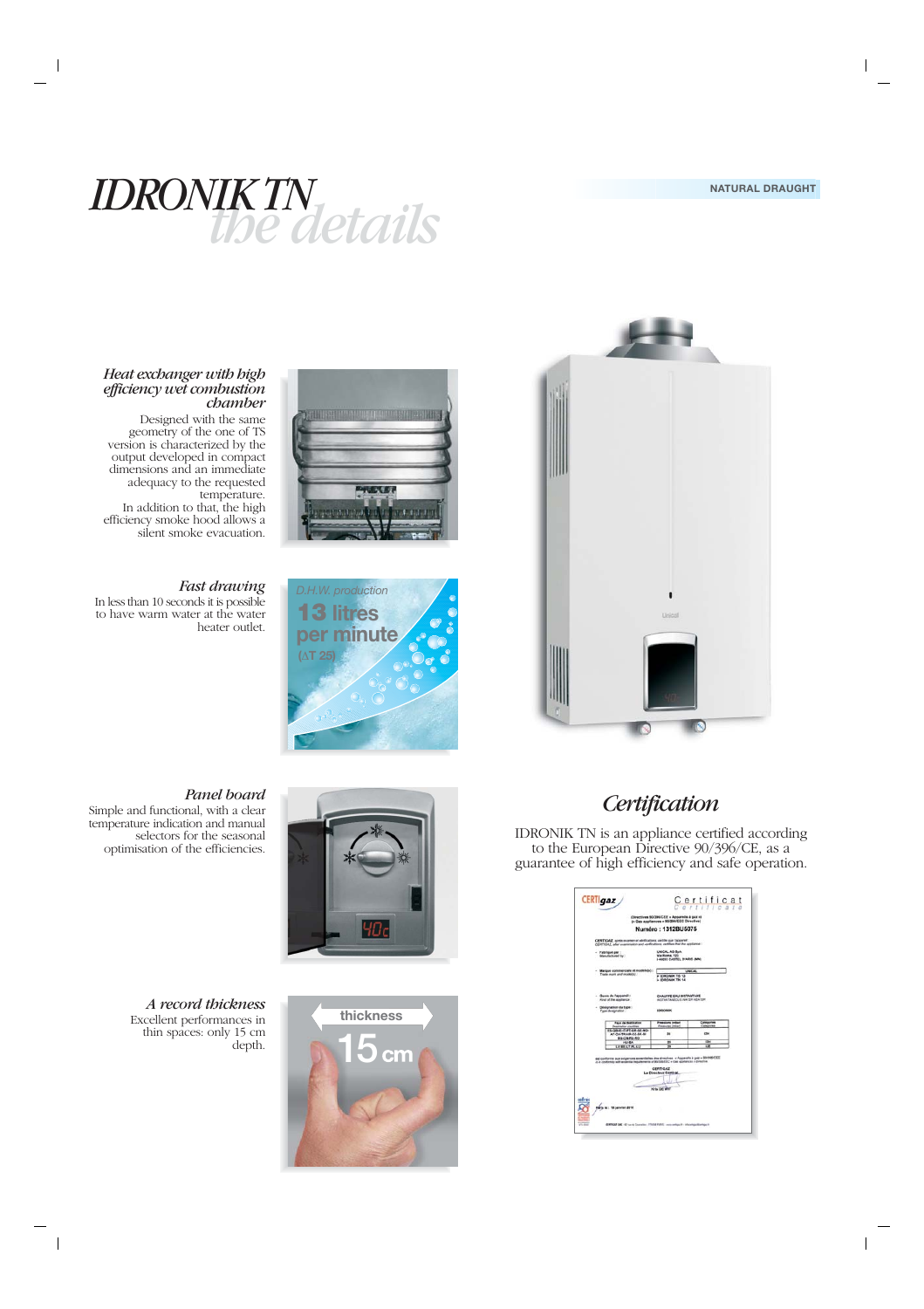# IDRONIK TN *the details*

NATURAL DRAUGHT

### *Heat exchanger with high efficiency wet combustion chamber*

Designed with the same geometry of the one of TS version is characterized by the output developed in compact dimensions and an immediate adequacy to the requested temperature.
In addition to that, the high efficiency smoke hood allows a silent smoke evacuation.

### *Fast drawing*

In less than 10 seconds it is possible to have warm water at the water heater outlet.

*D.H.W. production*
**13 litres per minute**
(ΔT 25)

### *Panel board*

Simple and functional, with a clear temperature indication and manual selectors for the seasonal optimisation of the efficiencies.

### *A record thickness*

Excellent performances in thin spaces: only 15 cm depth.

thickness
**15 cm**

## *Certification*

IDRONIK TN is an appliance certified according to the European Directive 90/396/CE, as a guarantee of high efficiency and safe operation.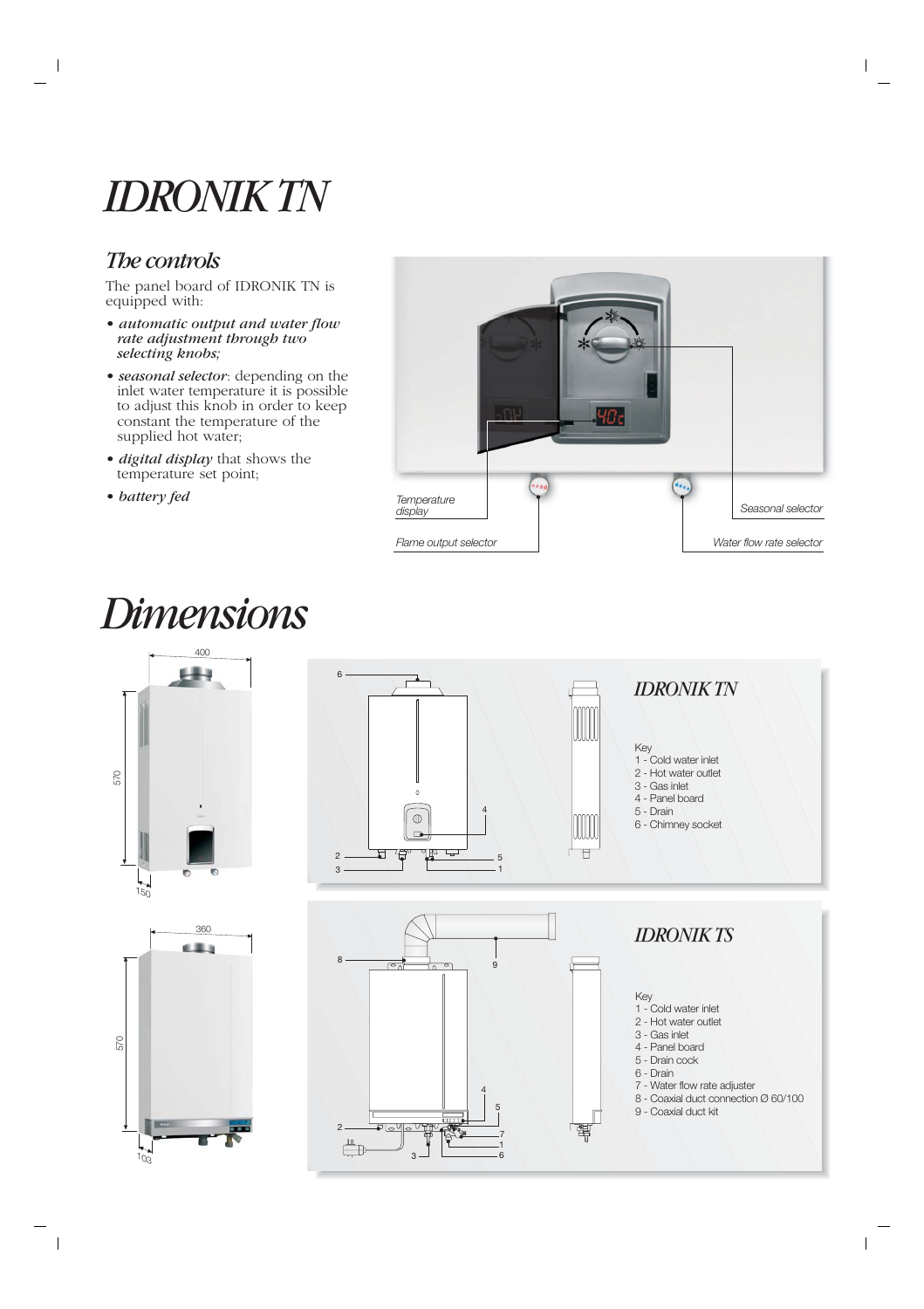# IDRONIK TN

## The controls

The panel board of IDRONIK TN is equipped with:

- ***automatic output and water flow rate adjustment through two selecting knobs;***
- ***seasonal selector***: depending on the inlet water temperature it is possible to adjust this knob in order to keep constant the temperature of the supplied hot water;
- ***digital display*** that shows the temperature set point;
- ***battery fed***

*Temperature display*

*Seasonal selector*

*Flame output selector*

*Water flow rate selector*

# Dimensions

400

570

150

## IDRONIK TN

Key
1 - Cold water inlet
2 - Hot water outlet
3 - Gas inlet
4 - Panel board
5 - Drain
6 - Chimney socket

360

570

103

## IDRONIK TS

Key
1 - Cold water inlet
2 - Hot water outlet
3 - Gas inlet
4 - Panel board
5 - Drain cock
6 - Drain
7 - Water flow rate adjuster
8 - Coaxial duct connection Ø 60/100
9 - Coaxial duct kit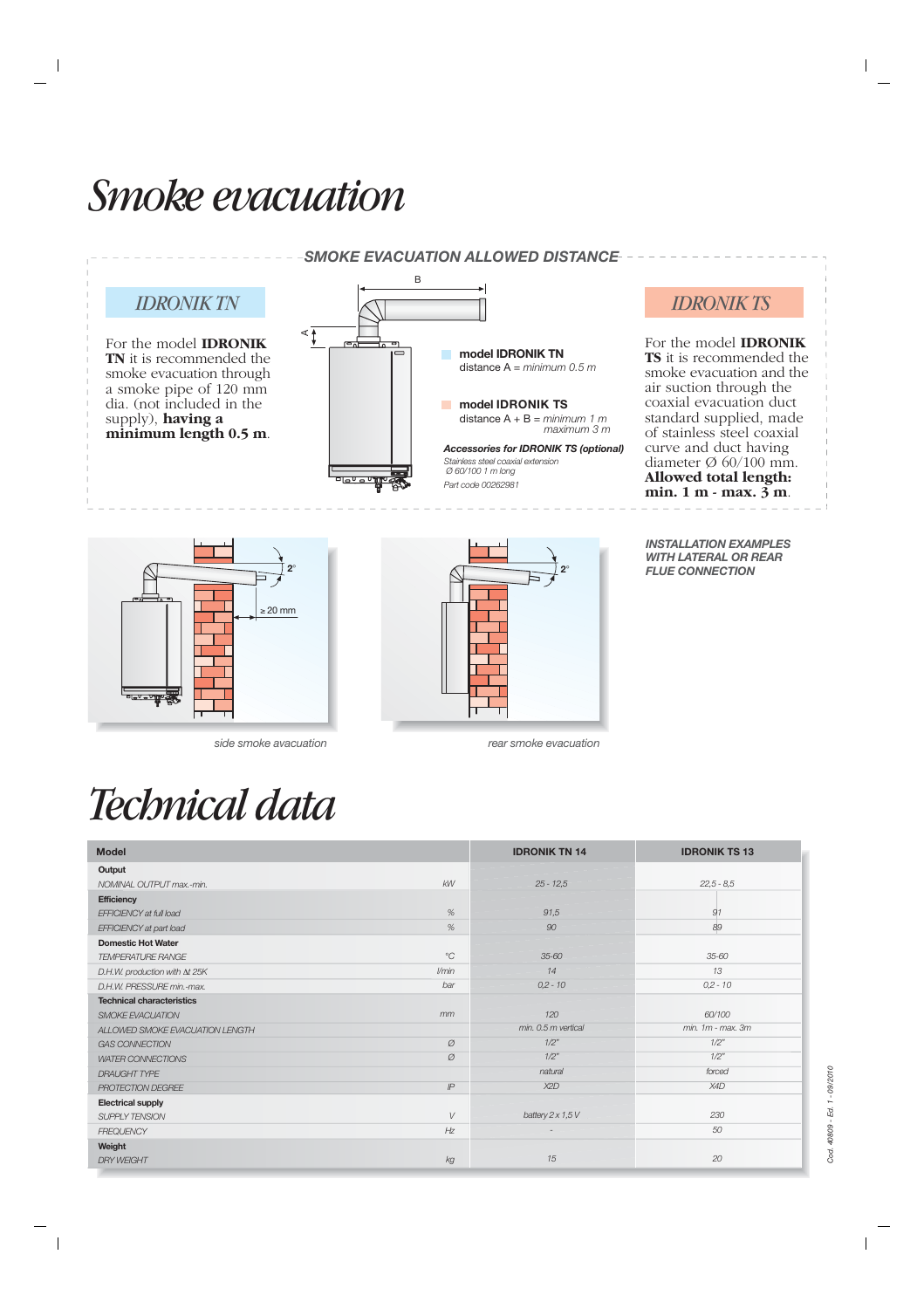# Smoke evacuation

## SMOKE EVACUATION ALLOWED DISTANCE

### IDRONIK TN

For the model **IDRONIK TN** it is recommended the smoke evacuation through a smoke pipe of 120 mm dia. (not included in the supply), **having a minimum length 0.5 m**.

B

A

**model IDRONIK TN**
distance A = *minimum 0.5 m*

**model IDRONIK TS**
distance A + B = *minimum 1 m*
*maximum 3 m*

***Accessories for IDRONIK TS (optional)***
*Stainless steel coaxial extension*
*Ø 60/100 1 m long*

*Part code 00262981*

### IDRONIK TS

For the model **IDRONIK TS** it is recommended the smoke evacuation and the air suction through the coaxial evacuation duct standard supplied, made of stainless steel coaxial curve and duct having diameter Ø 60/100 mm. **Allowed total length: min. 1 m - max. 3 m**.

2°

≥ 20 mm

*side smoke evacuation*

2°

*rear smoke evacuation*

***INSTALLATION EXAMPLES WITH LATERAL OR REAR FLUE CONNECTION***

# Technical data

| Model | | IDRONIK TN 14 | IDRONIK TS 13 |
|---|---|---|---|
| **Output** | | | |
| *NOMINAL OUTPUT max.-min.* | *kW* | *25 - 12,5* | *22,5 - 8,5* |
| **Efficiency** | | | |
| *EFFICIENCY at full load* | *%* | *91,5* | *91* |
| *EFFICIENCY at part load* | *%* | *90* | *89* |
| **Domestic Hot Water** | | | |
| *TEMPERATURE RANGE* | *°C* | *35-60* | *35-60* |
| *D.H.W. production with Δt 25K* | *l/min* | *14* | *13* |
| *D.H.W. PRESSURE min.-max.* | *bar* | *0,2 - 10* | *0,2 - 10* |
| **Technical characteristics** | | | |
| *SMOKE EVACUATION* | *mm* | *120* | *60/100* |
| *ALLOWED SMOKE EVACUATION LENGTH* | | *min. 0.5 m vertical* | *min. 1m - max. 3m* |
| *GAS CONNECTION* | *Ø* | *1/2"* | *1/2"* |
| *WATER CONNECTIONS* | *Ø* | *1/2"* | *1/2"* |
| *DRAUGHT TYPE* | | *natural* | *forced* |
| *PROTECTION DEGREE* | *IP* | *X2D* | *X4D* |
| **Electrical supply** | | | |
| *SUPPLY TENSION* | *V* | *battery 2 x 1,5 V* | *230* |
| *FREQUENCY* | *Hz* | *-* | *50* |
| **Weight** | | | |
| *DRY WEIGHT* | *kg* | *15* | *20* |

*Cod. 40809 - Ed. 1 - 09/2010*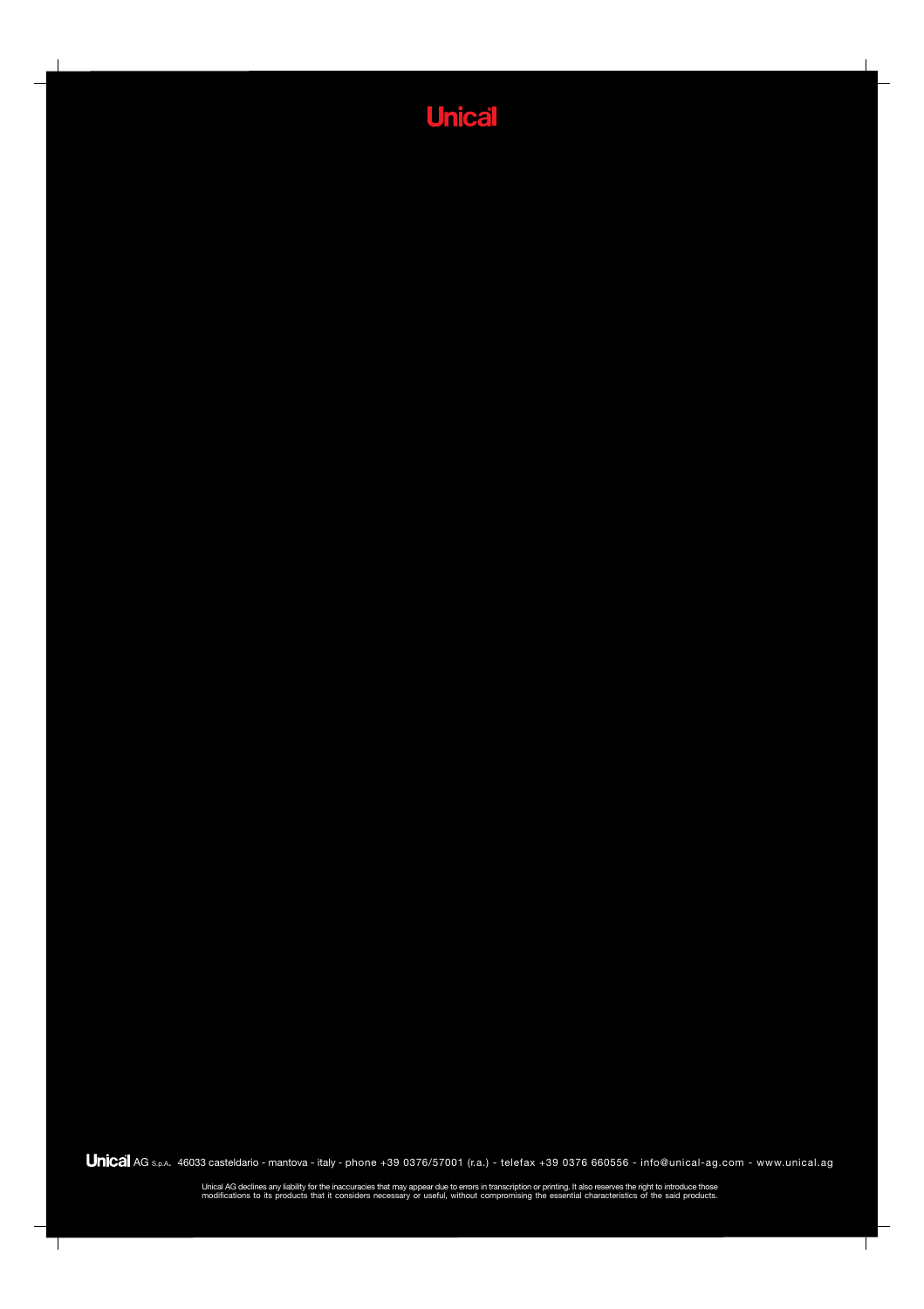Unical

Unical AG S.p.A. 46033 casteldario - mantova - italy - phone +39 0376/57001 (r.a.) - telefax +39 0376 660556 - info@unical-ag.com - www.unical.ag

Unical AG declines any liability for the inaccuracies that may appear due to errors in transcription or printing. It also reserves the right to introduce those modifications to its products that it considers necessary or useful, without compromising the essential characteristics of the said products.